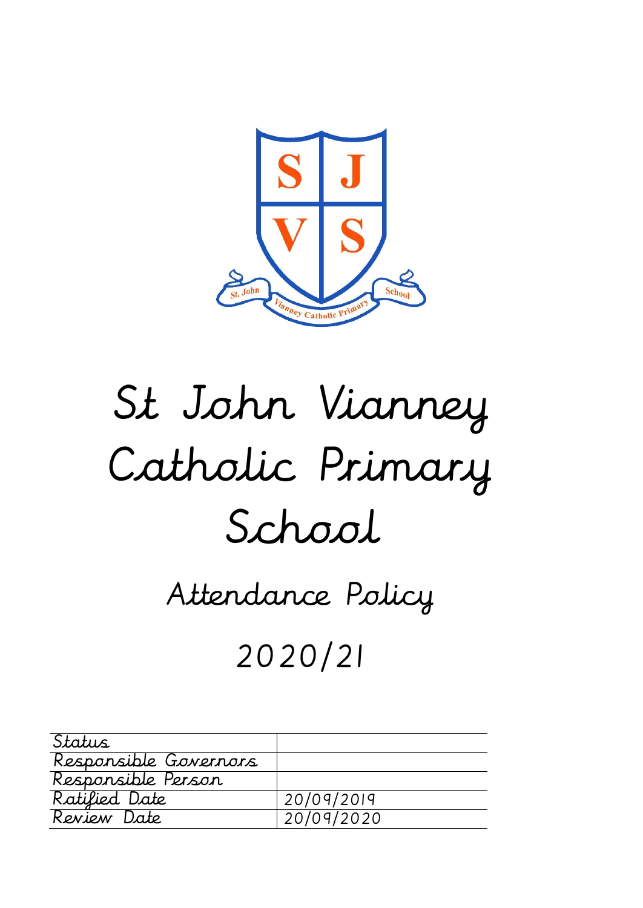# St John Vianney Catholic Primary School

## Attendance Policy

## 2020/21

| Status | |
|---|---|
| Responsible Governors | |
| Responsible Person | |
| Ratified Date | 20/09/2019 |
| Review Date | 20/09/2020 |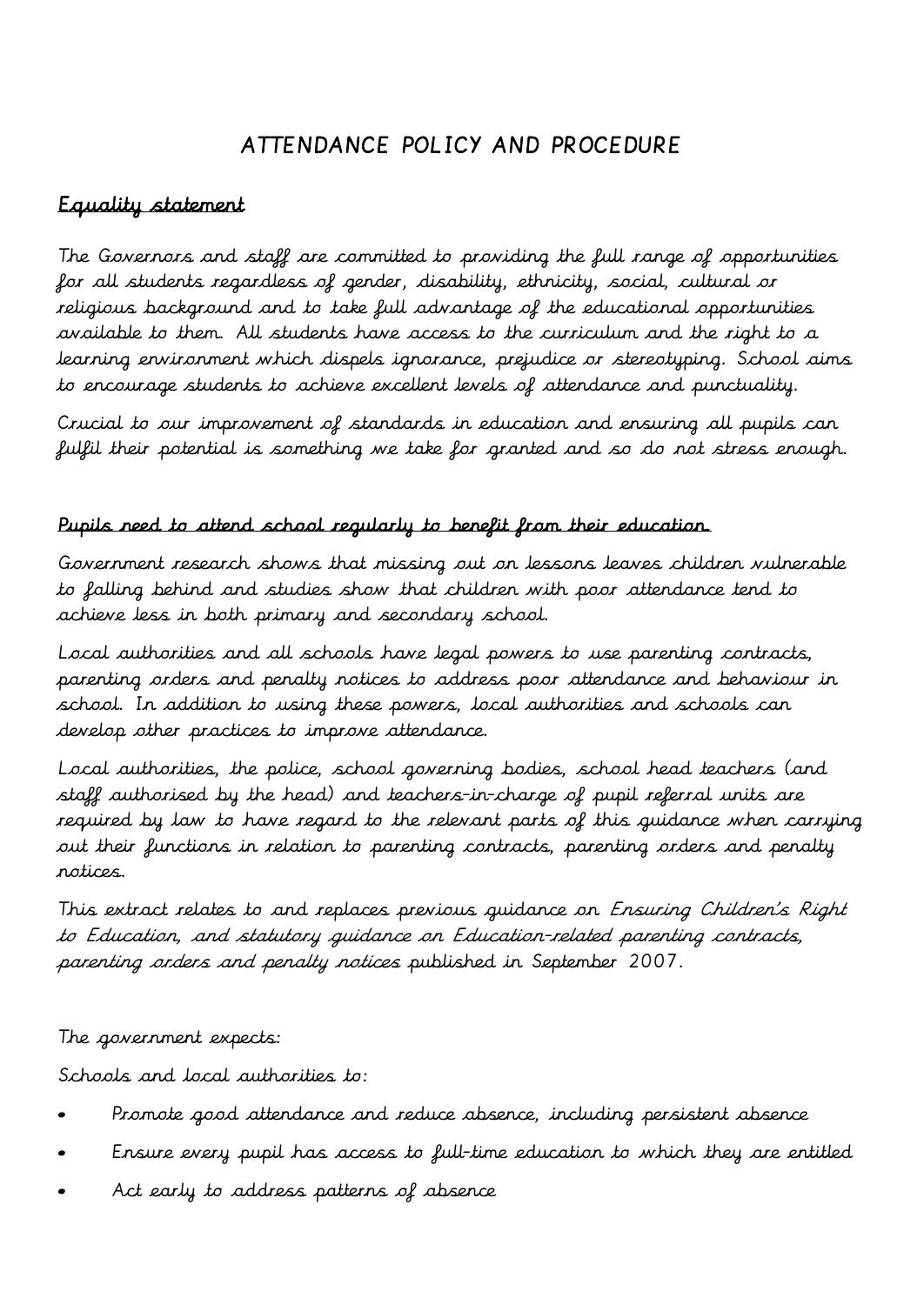# ATTENDANCE POLICY AND PROCEDURE

## Equality statement

The Governors and staff are committed to providing the full range of opportunities for all students regardless of gender, disability, ethnicity, social, cultural or religious background and to take full advantage of the educational opportunities available to them. All students have access to the curriculum and the right to a learning environment which dispels ignorance, prejudice or stereotyping. School aims to encourage students to achieve excellent levels of attendance and punctuality.

Crucial to our improvement of standards in education and ensuring all pupils can fulfil their potential is something we take for granted and so do not stress enough.

## Pupils need to attend school regularly to benefit from their education.

Government research shows that missing out on lessons leaves children vulnerable to falling behind and studies show that children with poor attendance tend to achieve less in both primary and secondary school.

Local authorities and all schools have legal powers to use parenting contracts, parenting orders and penalty notices to address poor attendance and behaviour in school. In addition to using these powers, local authorities and schools can develop other practices to improve attendance.

Local authorities, the police, school governing bodies, school head teachers (and staff authorised by the head) and teachers-in-charge of pupil referral units are required by law to have regard to the relevant parts of this guidance when carrying out their functions in relation to parenting contracts, parenting orders and penalty notices.

This extract relates to and replaces previous guidance on *Ensuring Children's Right to Education, and statutory guidance on Education-related parenting contracts, parenting orders and penalty notices* published in September 2007.

The government expects:

Schools and local authorities to:

- Promote good attendance and reduce absence, including persistent absence
- Ensure every pupil has access to full-time education to which they are entitled
- Act early to address patterns of absence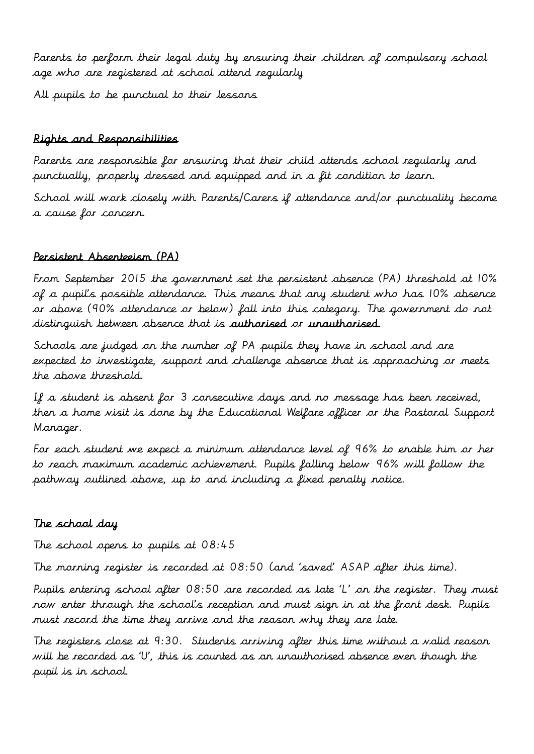Parents to perform their legal duty by ensuring their children of compulsory school age who are registered at school attend regularly

All pupils to be punctual to their lessons

## Rights and Responsibilities

Parents are responsible for ensuring that their child attends school regularly and punctually, properly dressed and equipped and in a fit condition to learn.

School will work closely with Parents/Carers if attendance and/or punctuality become a cause for concern.

## Persistent Absenteeism (PA)

From September 2015 the government set the persistent absence (PA) threshold at 10% of a pupil's possible attendance. This means that any student who has 10% absence or above (90% attendance or below) fall into this category. The government do not distinguish between absence that is **authorised** or **unauthorised.**

Schools are judged on the number of PA pupils they have in school and are expected to investigate, support and challenge absence that is approaching or meets the above threshold.

If a student is absent for 3 consecutive days and no message has been received, then a home visit is done by the Educational Welfare officer or the Pastoral Support Manager.

For each student we expect a minimum attendance level of 96% to enable him or her to reach maximum academic achievement. Pupils falling below 96% will follow the pathway outlined above, up to and including a fixed penalty notice.

## The school day

The school opens to pupils at 08:45

The morning register is recorded at 08:50 (and 'saved' ASAP after this time).

Pupils entering school after 08:50 are recorded as late 'L' on the register. They must now enter through the school's reception and must sign in at the front desk. Pupils must record the time they arrive and the reason why they are late.

The registers close at 9:30. Students arriving after this time without a valid reason will be recorded as 'U', this is counted as an unauthorised absence even though the pupil is in school.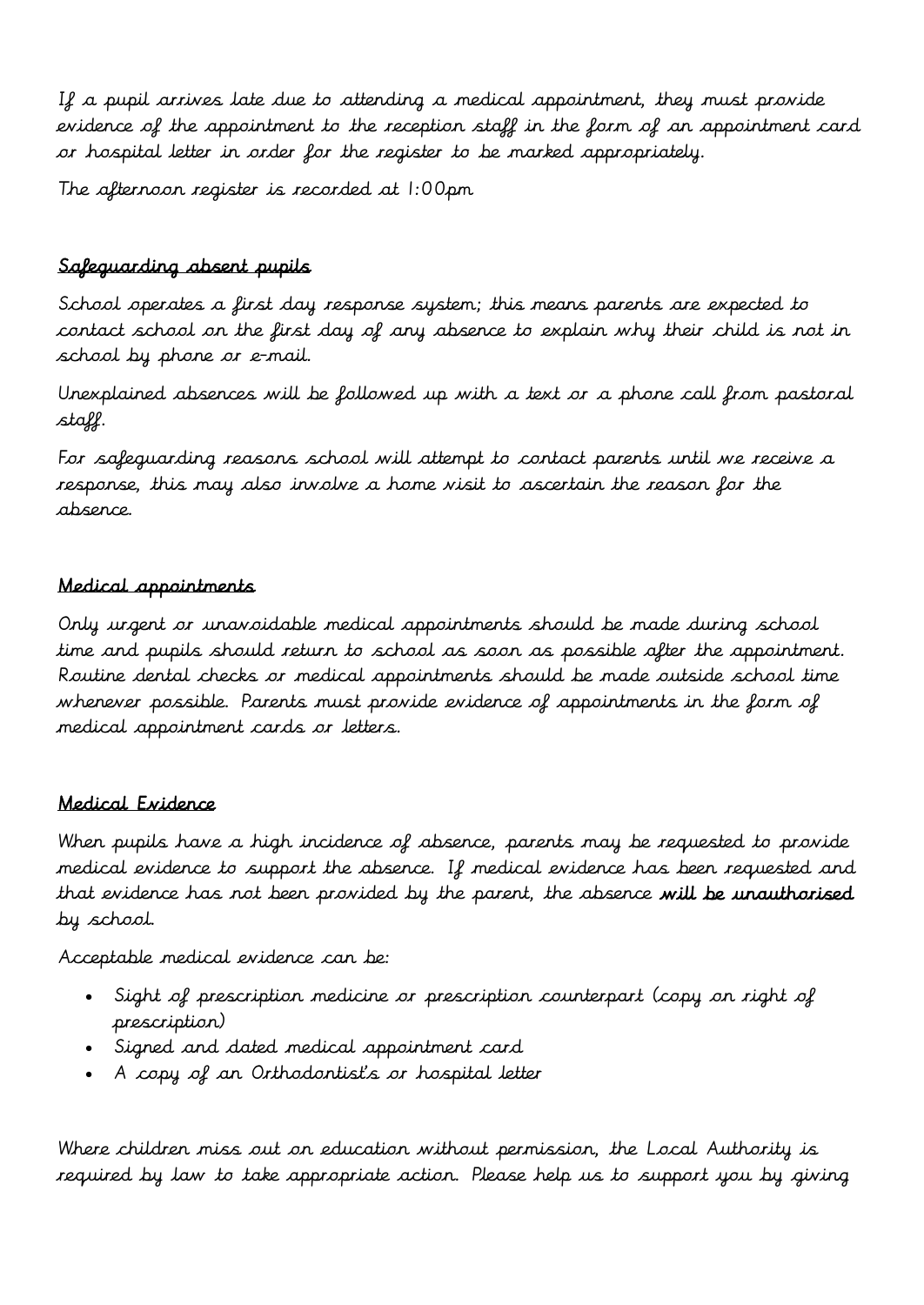If a pupil arrives late due to attending a medical appointment, they must provide evidence of the appointment to the reception staff in the form of an appointment card or hospital letter in order for the register to be marked appropriately.

The afternoon register is recorded at 1:00pm

## Safeguarding absent pupils

School operates a first day response system; this means parents are expected to contact school on the first day of any absence to explain why their child is not in school by phone or e-mail.

Unexplained absences will be followed up with a text or a phone call from pastoral staff.

For safeguarding reasons school will attempt to contact parents until we receive a response, this may also involve a home visit to ascertain the reason for the absence.

## Medical appointments

Only urgent or unavoidable medical appointments should be made during school time and pupils should return to school as soon as possible after the appointment. Routine dental checks or medical appointments should be made outside school time whenever possible. Parents must provide evidence of appointments in the form of medical appointment cards or letters.

## Medical Evidence

When pupils have a high incidence of absence, parents may be requested to provide medical evidence to support the absence. If medical evidence has been requested and that evidence has not been provided by the parent, the absence **will be unauthorised** by school.

Acceptable medical evidence can be:

- Sight of prescription medicine or prescription counterpart (copy on right of prescription)
- Signed and dated medical appointment card
- A copy of an Orthodontist's or hospital letter

Where children miss out on education without permission, the Local Authority is required by law to take appropriate action. Please help us to support you by giving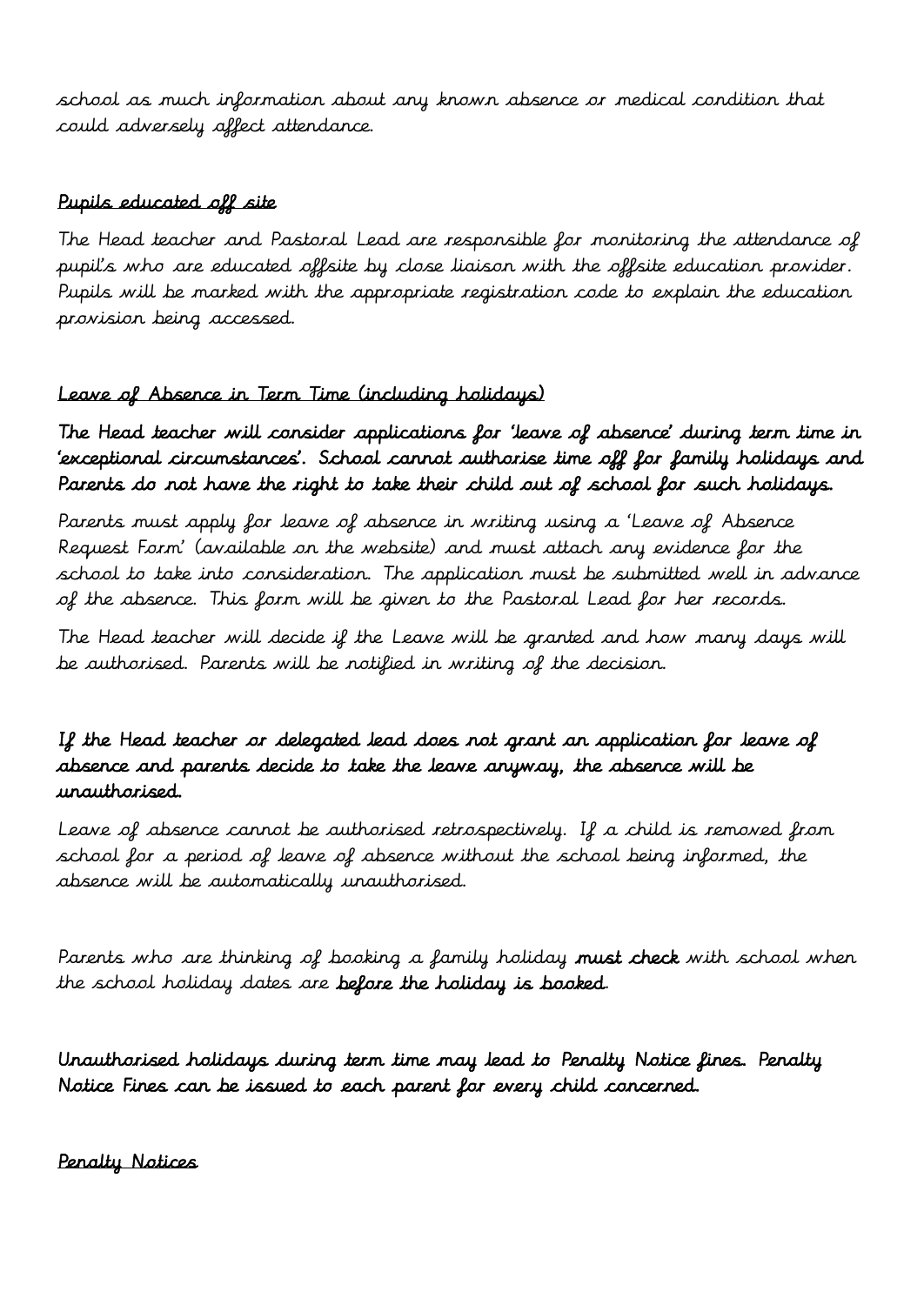school as much information about any known absence or medical condition that could adversely affect attendance.

## Pupils educated off site

The Head teacher and Pastoral Lead are responsible for monitoring the attendance of pupil's who are educated offsite by close liaison with the offsite education provider. Pupils will be marked with the appropriate registration code to explain the education provision being accessed.

## Leave of Absence in Term Time (including holidays)

**The Head teacher will consider applications for 'leave of absence' during term time in 'exceptional circumstances'. School cannot authorise time off for family holidays and Parents do not have the right to take their child out of school for such holidays.**

Parents must apply for leave of absence in writing using a 'Leave of Absence Request Form' (available on the website) and must attach any evidence for the school to take into consideration. The application must be submitted well in advance of the absence. This form will be given to the Pastoral Lead for her records.

The Head teacher will decide if the Leave will be granted and how many days will be authorised. Parents will be notified in writing of the decision.

**If the Head teacher or delegated lead does not grant an application for leave of absence and parents decide to take the leave anyway, the absence will be unauthorised.**

Leave of absence cannot be authorised retrospectively. If a child is removed from school for a period of leave of absence without the school being informed, the absence will be automatically unauthorised.

Parents who are thinking of booking a family holiday **must check** with school when the school holiday dates are **before the holiday is booked**.

**Unauthorised holidays during term time may lead to Penalty Notice fines. Penalty Notice Fines can be issued to each parent for every child concerned.**

## Penalty Notices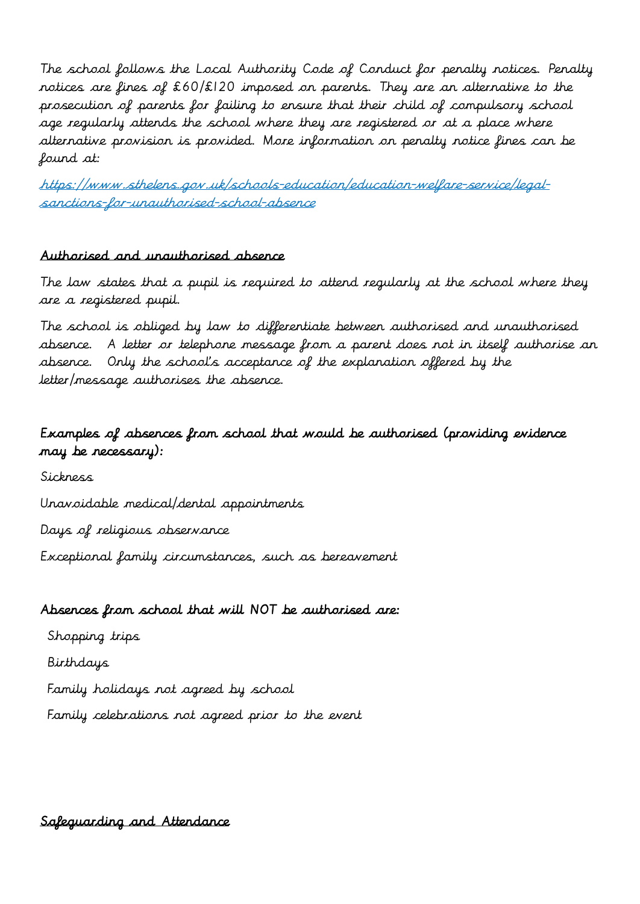The school follows the Local Authority Code of Conduct for penalty notices. Penalty notices are fines of £60/£120 imposed on parents. They are an alternative to the prosecution of parents for failing to ensure that their child of compulsory school age regularly attends the school where they are registered or at a place where alternative provision is provided. More information on penalty notice fines can be found at:

[https://www.sthelens.gov.uk/schools-education/education-welfare-service/legal-sanctions-for-unauthorised-school-absence](https://www.sthelens.gov.uk/schools-education/education-welfare-service/legal-sanctions-for-unauthorised-school-absence)

## Authorised and unauthorised absence

The law states that a pupil is required to attend regularly at the school where they are a registered pupil.

The school is obliged by law to differentiate between authorised and unauthorised absence. A letter or telephone message from a parent does not in itself authorise an absence. Only the school's acceptance of the explanation offered by the letter/message authorises the absence.

### Examples of absences from school that would be authorised (providing evidence may be necessary):

Sickness

Unavoidable medical/dental appointments

Days of religious observance

Exceptional family circumstances, such as bereavement

### Absences from school that will NOT be authorised are:

Shopping trips

Birthdays

Family holidays not agreed by school

Family celebrations not agreed prior to the event

## Safeguarding and Attendance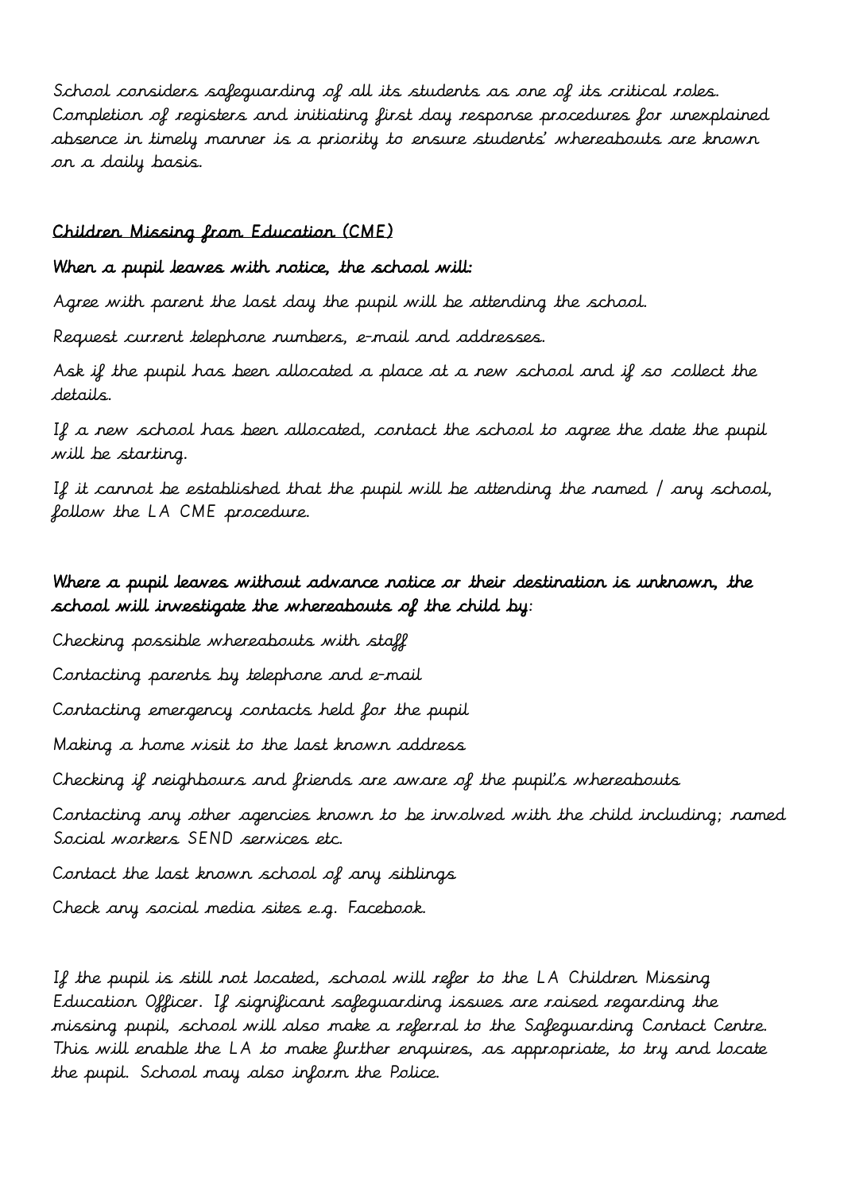School considers safeguarding of all its students as one of its critical roles. Completion of registers and initiating first day response procedures for unexplained absence in timely manner is a priority to ensure students' whereabouts are known on a daily basis.

## Children Missing from Education (CME)

**When a pupil leaves with notice, the school will:**

Agree with parent the last day the pupil will be attending the school.

Request current telephone numbers, e-mail and addresses.

Ask if the pupil has been allocated a place at a new school and if so collect the details.

If a new school has been allocated, contact the school to agree the date the pupil will be starting.

If it cannot be established that the pupil will be attending the named / any school, follow the LA CME procedure.

**Where a pupil leaves without advance notice or their destination is unknown, the school will investigate the whereabouts of the child by:**

Checking possible whereabouts with staff

Contacting parents by telephone and e-mail

Contacting emergency contacts held for the pupil

Making a home visit to the last known address

Checking if neighbours and friends are aware of the pupil's whereabouts

Contacting any other agencies known to be involved with the child including; named Social workers SEND services etc.

Contact the last known school of any siblings

Check any social media sites e.g. Facebook.

If the pupil is still not located, school will refer to the LA Children Missing Education Officer. If significant safeguarding issues are raised regarding the missing pupil, school will also make a referral to the Safeguarding Contact Centre. This will enable the LA to make further enquires, as appropriate, to try and locate the pupil. School may also inform the Police.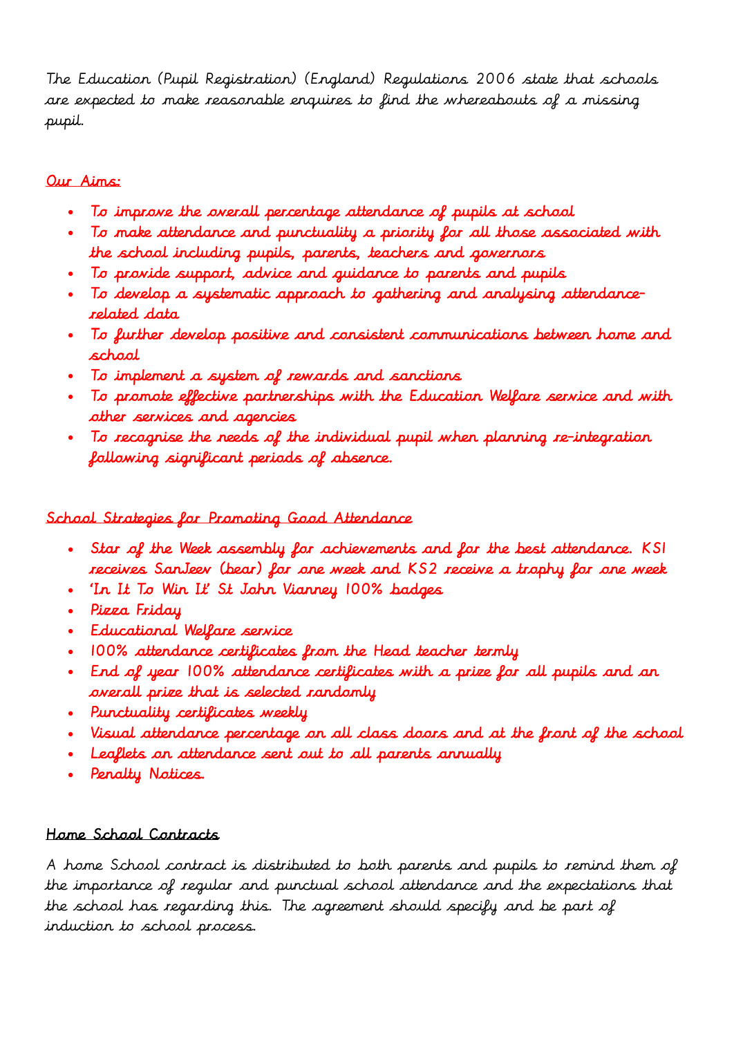The Education (Pupil Registration) (England) Regulations 2006 state that schools are expected to make reasonable enquires to find the whereabouts of a missing pupil.

## Our Aims:

- To improve the overall percentage attendance of pupils at school
- To make attendance and punctuality a priority for all those associated with the school including pupils, parents, teachers and governors
- To provide support, advice and guidance to parents and pupils
- To develop a systematic approach to gathering and analysing attendance-related data
- To further develop positive and consistent communications between home and school
- To implement a system of rewards and sanctions
- To promote effective partnerships with the Education Welfare service and with other services and agencies
- To recognise the needs of the individual pupil when planning re-integration following significant periods of absence.

## School Strategies for Promoting Good Attendance

- Star of the Week assembly for achievements and for the best attendance. KS1 receives SanJeev (bear) for one week and KS2 receive a trophy for one week
- 'In It To Win It' St John Vianney 100% badges
- Pizza Friday
- Educational Welfare service
- 100% attendance certificates from the Head teacher termly
- End of year 100% attendance certificates with a prize for all pupils and an overall prize that is selected randomly
- Punctuality certificates weekly
- Visual attendance percentage on all class doors and at the front of the school
- Leaflets on attendance sent out to all parents annually
- Penalty Notices.

## Home School Contracts

A home School contract is distributed to both parents and pupils to remind them of the importance of regular and punctual school attendance and the expectations that the school has regarding this. The agreement should specify and be part of induction to school process.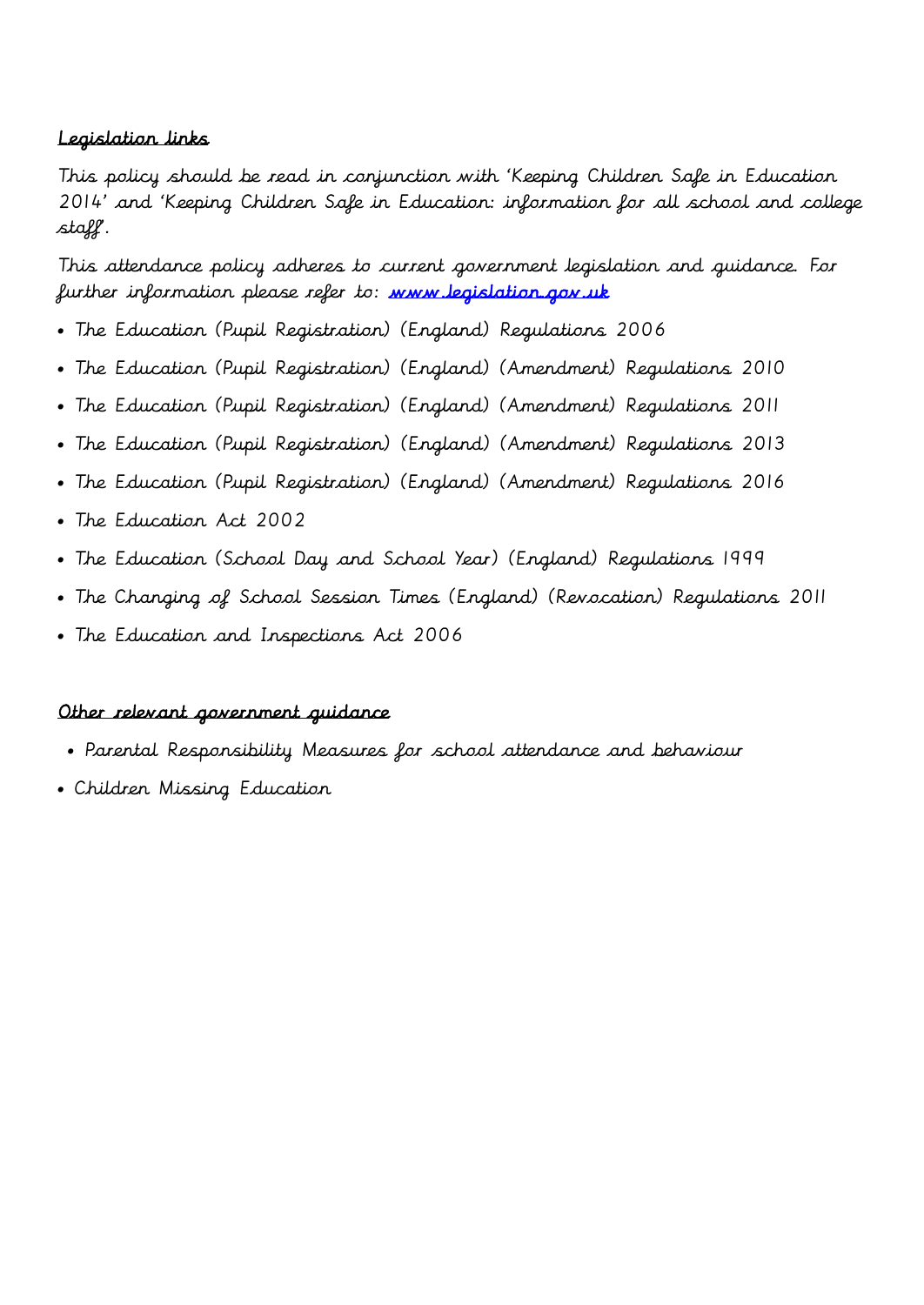## Legislation links

This policy should be read in conjunction with 'Keeping Children Safe in Education 2014' and 'Keeping Children Safe in Education: information for all school and college staff'.

This attendance policy adheres to current government legislation and guidance. For further information please refer to: [www.legislation.gov.uk](http://www.legislation.gov.uk)

- The Education (Pupil Registration) (England) Regulations 2006
- The Education (Pupil Registration) (England) (Amendment) Regulations 2010
- The Education (Pupil Registration) (England) (Amendment) Regulations 2011
- The Education (Pupil Registration) (England) (Amendment) Regulations 2013
- The Education (Pupil Registration) (England) (Amendment) Regulations 2016
- The Education Act 2002
- The Education (School Day and School Year) (England) Regulations 1999
- The Changing of School Session Times (England) (Revocation) Regulations 2011
- The Education and Inspections Act 2006

## Other relevant government guidance

- Parental Responsibility Measures for school attendance and behaviour
- Children Missing Education